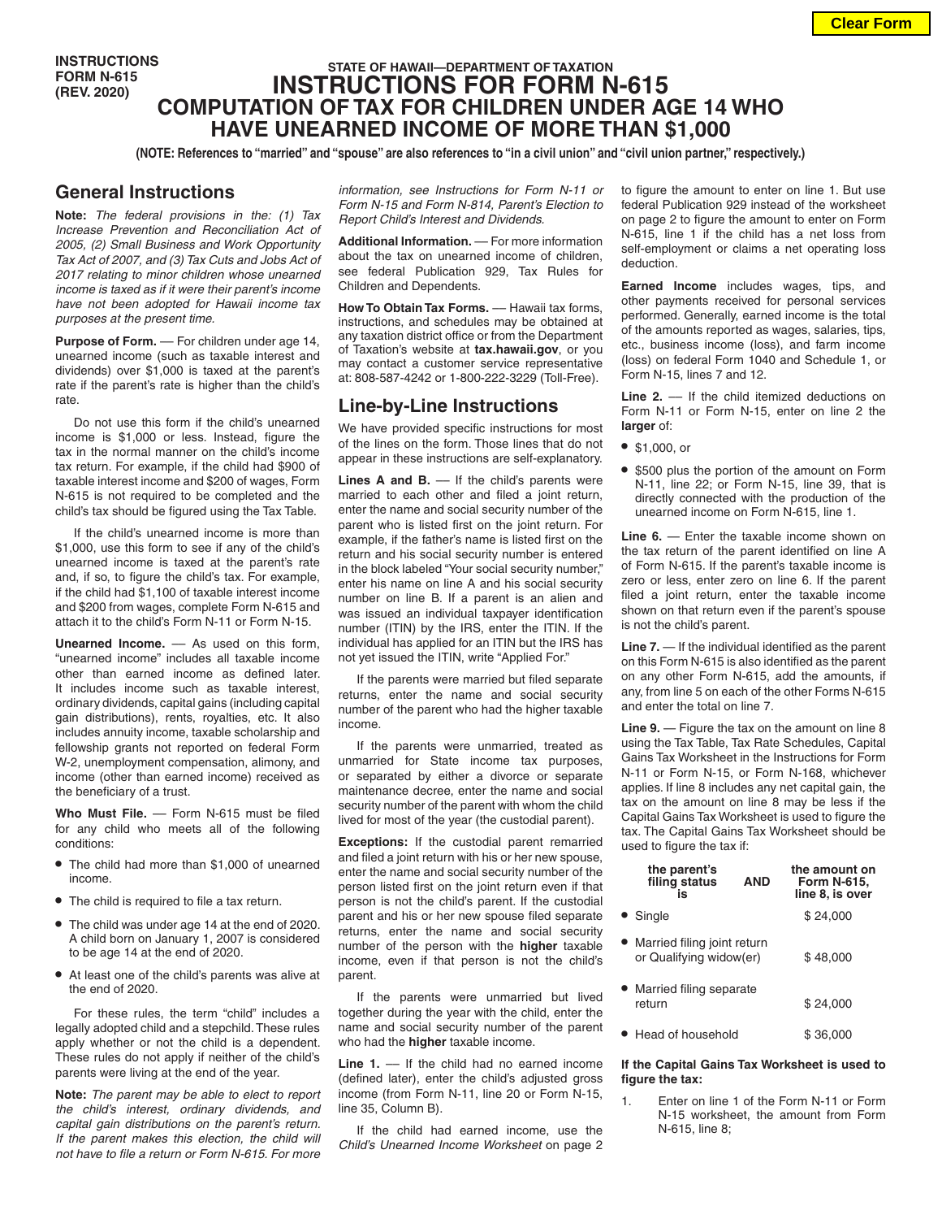INSTRUCTIONS
FORM N-615
(REV. 2020)

STATE OF HAWAII—DEPARTMENT OF TAXATION

# INSTRUCTIONS FOR FORM N-615

## COMPUTATION OF TAX FOR CHILDREN UNDER AGE 14 WHO HAVE UNEARNED INCOME OF MORE THAN $1,000

**(NOTE: References to "married" and "spouse" are also references to "in a civil union" and "civil union partner," respectively.)**

## General Instructions

**Note:** *The federal provisions in the: (1) Tax Increase Prevention and Reconciliation Act of 2005, (2) Small Business and Work Opportunity Tax Act of 2007, and (3) Tax Cuts and Jobs Act of 2017 relating to minor children whose unearned income is taxed as if it were their parent's income have not been adopted for Hawaii income tax purposes at the present time.*

**Purpose of Form.** — For children under age 14, unearned income (such as taxable interest and dividends) over $1,000 is taxed at the parent's rate if the parent's rate is higher than the child's rate.

Do not use this form if the child's unearned income is $1,000 or less. Instead, figure the tax in the normal manner on the child's income tax return. For example, if the child had $900 of taxable interest income and $200 of wages, Form N-615 is not required to be completed and the child's tax should be figured using the Tax Table.

If the child's unearned income is more than $1,000, use this form to see if any of the child's unearned income is taxed at the parent's rate and, if so, to figure the child's tax. For example, if the child had $1,100 of taxable interest income and $200 from wages, complete Form N-615 and attach it to the child's Form N-11 or Form N-15.

**Unearned Income.** — As used on this form, "unearned income" includes all taxable income other than earned income as defined later. It includes income such as taxable interest, ordinary dividends, capital gains (including capital gain distributions), rents, royalties, etc. It also includes annuity income, taxable scholarship and fellowship grants not reported on federal Form W-2, unemployment compensation, alimony, and income (other than earned income) received as the beneficiary of a trust.

**Who Must File.** — Form N-615 must be filed for any child who meets all of the following conditions:

- The child had more than $1,000 of unearned income.
- The child is required to file a tax return.
- The child was under age 14 at the end of 2020. A child born on January 1, 2007 is considered to be age 14 at the end of 2020.
- At least one of the child's parents was alive at the end of 2020.

For these rules, the term "child" includes a legally adopted child and a stepchild. These rules apply whether or not the child is a dependent. These rules do not apply if neither of the child's parents were living at the end of the year.

**Note:** *The parent may be able to elect to report the child's interest, ordinary dividends, and capital gain distributions on the parent's return. If the parent makes this election, the child will not have to file a return or Form N-615. For more information, see Instructions for Form N-11 or Form N-15 and Form N-814, Parent's Election to Report Child's Interest and Dividends.*

**Additional Information.** — For more information about the tax on unearned income of children, see federal Publication 929, Tax Rules for Children and Dependents.

**How To Obtain Tax Forms.** — Hawaii tax forms, instructions, and schedules may be obtained at any taxation district office or from the Department of Taxation's website at **tax.hawaii.gov**, or you may contact a customer service representative at: 808-587-4242 or 1-800-222-3229 (Toll-Free).

## Line-by-Line Instructions

We have provided specific instructions for most of the lines on the form. Those lines that do not appear in these instructions are self-explanatory.

**Lines A and B.** — If the child's parents were married to each other and filed a joint return, enter the name and social security number of the parent who is listed first on the joint return. For example, if the father's name is listed first on the return and his social security number is entered in the block labeled "Your social security number," enter his name on line A and his social security number on line B. If a parent is an alien and was issued an individual taxpayer identification number (ITIN) by the IRS, enter the ITIN. If the individual has applied for an ITIN but the IRS has not yet issued the ITIN, write "Applied For."

If the parents were married but filed separate returns, enter the name and social security number of the parent who had the higher taxable income.

If the parents were unmarried, treated as unmarried for State income tax purposes, or separated by either a divorce or separate maintenance decree, enter the name and social security number of the parent with whom the child lived for most of the year (the custodial parent).

**Exceptions:** If the custodial parent remarried and filed a joint return with his or her new spouse, enter the name and social security number of the person listed first on the joint return even if that person is not the child's parent. If the custodial parent and his or her new spouse filed separate returns, enter the name and social security number of the person with the **higher** taxable income, even if that person is not the child's parent.

If the parents were unmarried but lived together during the year with the child, enter the name and social security number of the parent who had the **higher** taxable income.

**Line 1.** — If the child had no earned income (defined later), enter the child's adjusted gross income (from Form N-11, line 20 or Form N-15, line 35, Column B).

If the child had earned income, use the *Child's Unearned Income Worksheet* on page 2 to figure the amount to enter on line 1. But use federal Publication 929 instead of the worksheet on page 2 to figure the amount to enter on Form N-615, line 1 if the child has a net loss from self-employment or claims a net operating loss deduction.

**Earned Income** includes wages, tips, and other payments received for personal services performed. Generally, earned income is the total of the amounts reported as wages, salaries, tips, etc., business income (loss), and farm income (loss) on federal Form 1040 and Schedule 1, or Form N-15, lines 7 and 12.

**Line 2.** — If the child itemized deductions on Form N-11 or Form N-15, enter on line 2 the **larger** of:

- $1,000, or
- $500 plus the portion of the amount on Form N-11, line 22; or Form N-15, line 39, that is directly connected with the production of the unearned income on Form N-615, line 1.

**Line 6.** — Enter the taxable income shown on the tax return of the parent identified on line A of Form N-615. If the parent's taxable income is zero or less, enter zero on line 6. If the parent filed a joint return, enter the taxable income shown on that return even if the parent's spouse is not the child's parent.

**Line 7.** — If the individual identified as the parent on this Form N-615 is also identified as the parent on any other Form N-615, add the amounts, if any, from line 5 on each of the other Forms N-615 and enter the total on line 7.

**Line 9.** — Figure the tax on the amount on line 8 using the Tax Table, Tax Rate Schedules, Capital Gains Tax Worksheet in the Instructions for Form N-11 or Form N-15, or Form N-168, whichever applies. If line 8 includes any net capital gain, the tax on the amount on line 8 may be less if the Capital Gains Tax Worksheet is used to figure the tax. The Capital Gains Tax Worksheet should be used to figure the tax if:

| the parent's filing status is | AND | the amount on Form N-615, line 8, is over |
|---|---|---|
| • Single | | $ 24,000 |
| • Married filing joint return or Qualifying widow(er) | | $ 48,000 |
| • Married filing separate return | | $ 24,000 |
| • Head of household | | $ 36,000 |

**If the Capital Gains Tax Worksheet is used to figure the tax:**

1. Enter on line 1 of the Form N-11 or Form N-15 worksheet, the amount from Form N-615, line 8;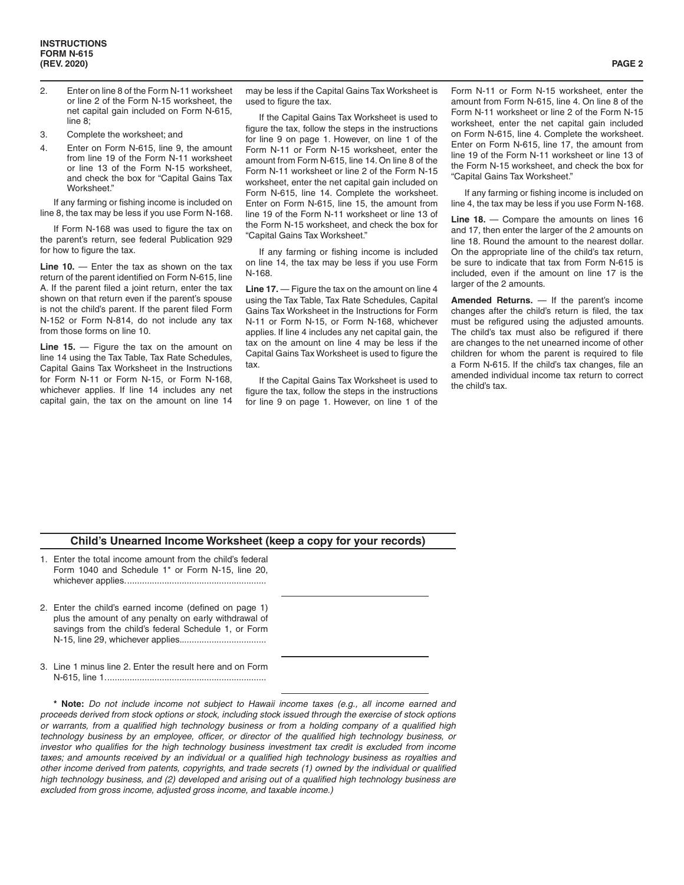2. Enter on line 8 of the Form N-11 worksheet or line 2 of the Form N-15 worksheet, the net capital gain included on Form N-615, line 8;
3. Complete the worksheet; and
4. Enter on Form N-615, line 9, the amount from line 19 of the Form N-11 worksheet or line 13 of the Form N-15 worksheet, and check the box for "Capital Gains Tax Worksheet."

If any farming or fishing income is included on line 8, the tax may be less if you use Form N-168.

If Form N-168 was used to figure the tax on the parent's return, see federal Publication 929 for how to figure the tax.

**Line 10.** — Enter the tax as shown on the tax return of the parent identified on Form N-615, line A. If the parent filed a joint return, enter the tax shown on that return even if the parent's spouse is not the child's parent. If the parent filed Form N-152 or Form N-814, do not include any tax from those forms on line 10.

**Line 15.** — Figure the tax on the amount on line 14 using the Tax Table, Tax Rate Schedules, Capital Gains Tax Worksheet in the Instructions for Form N-11 or Form N-15, or Form N-168, whichever applies. If line 14 includes any net capital gain, the tax on the amount on line 14 may be less if the Capital Gains Tax Worksheet is used to figure the tax.

If the Capital Gains Tax Worksheet is used to figure the tax, follow the steps in the instructions for line 9 on page 1. However, on line 1 of the Form N-11 or Form N-15 worksheet, enter the amount from Form N-615, line 14. On line 8 of the Form N-11 worksheet or line 2 of the Form N-15 worksheet, enter the net capital gain included on Form N-615, line 14. Complete the worksheet. Enter on Form N-615, line 15, the amount from line 19 of the Form N-11 worksheet or line 13 of the Form N-15 worksheet, and check the box for "Capital Gains Tax Worksheet."

If any farming or fishing income is included on line 14, the tax may be less if you use Form N-168.

**Line 17.** — Figure the tax on the amount on line 4 using the Tax Table, Tax Rate Schedules, Capital Gains Tax Worksheet in the Instructions for Form N-11 or Form N-15, or Form N-168, whichever applies. If line 4 includes any net capital gain, the tax on the amount on line 4 may be less if the Capital Gains Tax Worksheet is used to figure the tax.

If the Capital Gains Tax Worksheet is used to figure the tax, follow the steps in the instructions for line 9 on page 1. However, on line 1 of the Form N-11 or Form N-15 worksheet, enter the amount from Form N-615, line 4. On line 8 of the Form N-11 worksheet or line 2 of the Form N-15 worksheet, enter the net capital gain included on Form N-615, line 4. Complete the worksheet. Enter on Form N-615, line 17, the amount from line 19 of the Form N-11 worksheet or line 13 of the Form N-15 worksheet, and check the box for "Capital Gains Tax Worksheet."

If any farming or fishing income is included on line 4, the tax may be less if you use Form N-168.

**Line 18.** — Compare the amounts on lines 16 and 17, then enter the larger of the 2 amounts on line 18. Round the amount to the nearest dollar. On the appropriate line of the child's tax return, be sure to indicate that tax from Form N-615 is included, even if the amount on line 17 is the larger of the 2 amounts.

**Amended Returns.** — If the parent's income changes after the child's return is filed, the tax must be refigured using the adjusted amounts. The child's tax must also be refigured if there are changes to the net unearned income of other children for whom the parent is required to file a Form N-615. If the child's tax changes, file an amended individual income tax return to correct the child's tax.

## Child's Unearned Income Worksheet (keep a copy for your records)

1. Enter the total income amount from the child's federal Form 1040 and Schedule 1* or Form N-15, line 20, whichever applies. ________

2. Enter the child's earned income (defined on page 1) plus the amount of any penalty on early withdrawal of savings from the child's federal Schedule 1, or Form N-15, line 29, whichever applies. ________

3. Line 1 minus line 2. Enter the result here and on Form N-615, line 1. ________

**\* Note:** *Do not include income not subject to Hawaii income taxes (e.g., all income earned and proceeds derived from stock options or stock, including stock issued through the exercise of stock options or warrants, from a qualified high technology business or from a holding company of a qualified high technology business by an employee, officer, or director of the qualified high technology business, or investor who qualifies for the high technology business investment tax credit is excluded from income taxes; and amounts received by an individual or a qualified high technology business as royalties and other income derived from patents, copyrights, and trade secrets (1) owned by the individual or qualified high technology business, and (2) developed and arising out of a qualified high technology business are excluded from gross income, adjusted gross income, and taxable income.)*